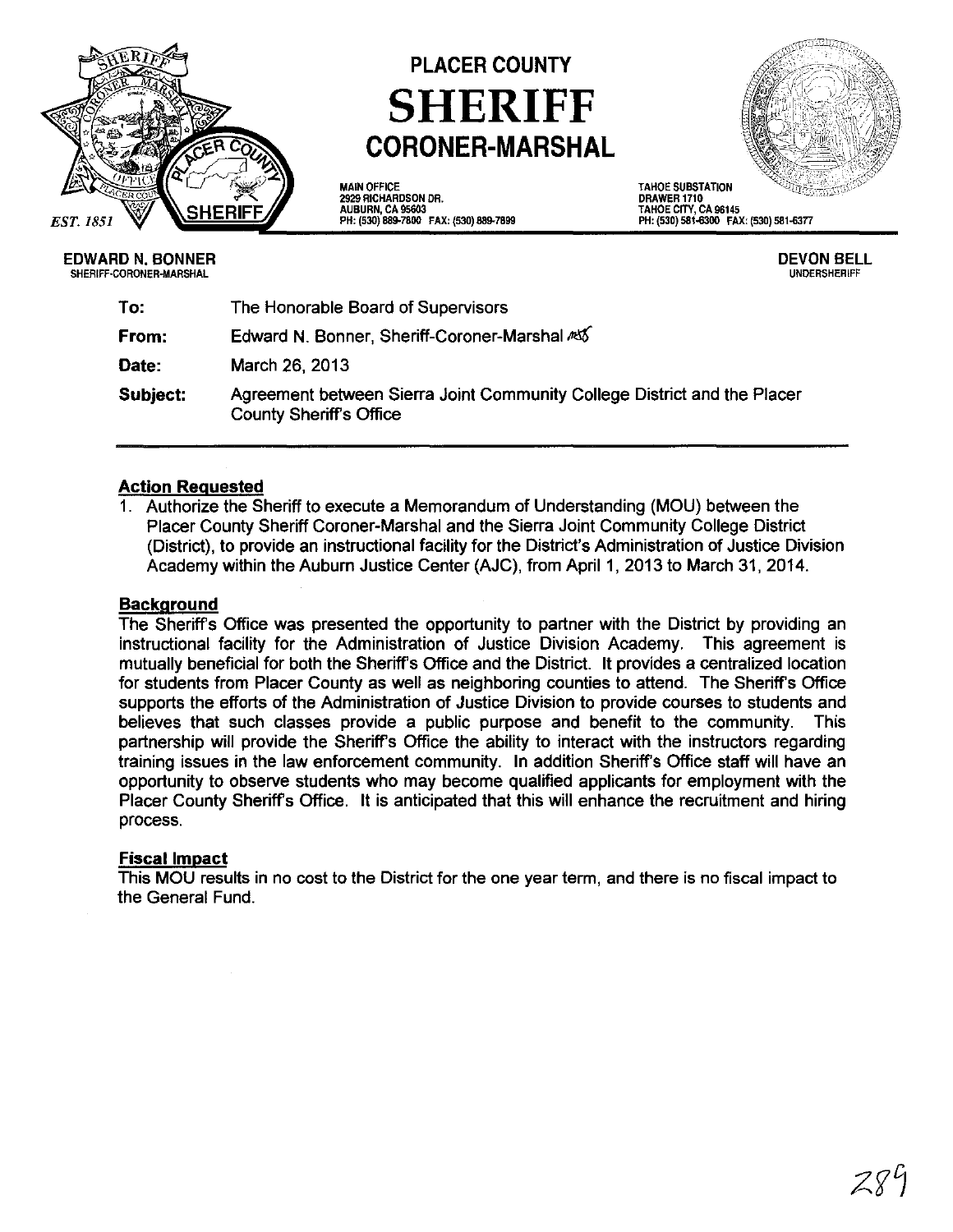# PLACER COUNTY

# SHERIFF

## CORONER-MARSHAL

EST. 1851

MAIN OFFICE
2929 RICHARDSON DR.
AUBURN, CA 95603
PH: (530) 889-7800 FAX: (530) 889-7899

TAHOE SUBSTATION
DRAWER 1710
TAHOE CITY, CA 96145
PH: (530) 581-6300 FAX: (530) 581-6377

**EDWARD N. BONNER**
SHERIFF-CORONER-MARSHAL

**DEVON BELL**
UNDERSHERIFF

**To:** The Honorable Board of Supervisors

**From:** Edward N. Bonner, Sheriff-Coroner-Marshal

**Date:** March 26, 2013

**Subject:** Agreement between Sierra Joint Community College District and the Placer County Sheriff's Office

---

**Action Requested**

1. Authorize the Sheriff to execute a Memorandum of Understanding (MOU) between the Placer County Sheriff Coroner-Marshal and the Sierra Joint Community College District (District), to provide an instructional facility for the District's Administration of Justice Division Academy within the Auburn Justice Center (AJC), from April 1, 2013 to March 31, 2014.

**Background**

The Sheriff's Office was presented the opportunity to partner with the District by providing an instructional facility for the Administration of Justice Division Academy. This agreement is mutually beneficial for both the Sheriff's Office and the District. It provides a centralized location for students from Placer County as well as neighboring counties to attend. The Sheriff's Office supports the efforts of the Administration of Justice Division to provide courses to students and believes that such classes provide a public purpose and benefit to the community. This partnership will provide the Sheriff's Office the ability to interact with the instructors regarding training issues in the law enforcement community. In addition Sheriff's Office staff will have an opportunity to observe students who may become qualified applicants for employment with the Placer County Sheriff's Office. It is anticipated that this will enhance the recruitment and hiring process.

**Fiscal Impact**

This MOU results in no cost to the District for the one year term, and there is no fiscal impact to the General Fund.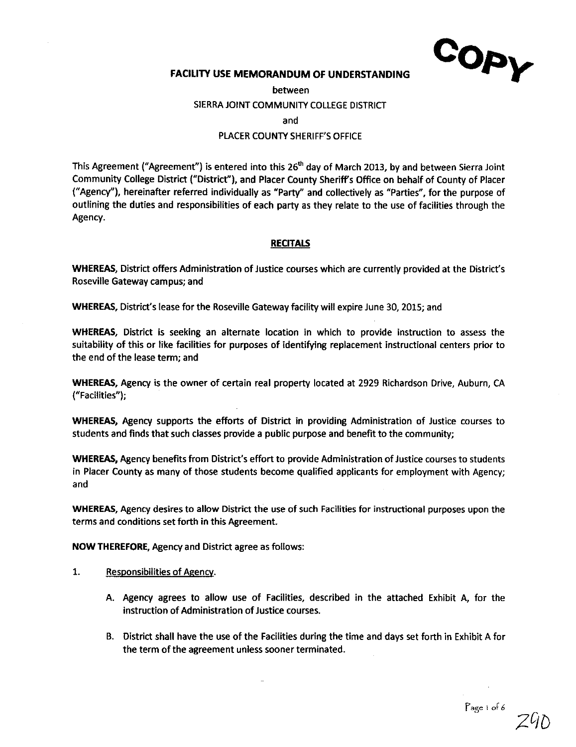**COPY**

**FACILITY USE MEMORANDUM OF UNDERSTANDING**

between

SIERRA JOINT COMMUNITY COLLEGE DISTRICT

and

PLACER COUNTY SHERIFF'S OFFICE

This Agreement ("Agreement") is entered into this 26th day of March 2013, by and between Sierra Joint Community College District ("District"), and Placer County Sheriff's Office on behalf of County of Placer ("Agency"), hereinafter referred individually as "Party" and collectively as "Parties", for the purpose of outlining the duties and responsibilities of each party as they relate to the use of facilities through the Agency.

## RECITALS

**WHEREAS,** District offers Administration of Justice courses which are currently provided at the District's Roseville Gateway campus; and

**WHEREAS,** District's lease for the Roseville Gateway facility will expire June 30, 2015; and

**WHEREAS,** District is seeking an alternate location in which to provide instruction to assess the suitability of this or like facilities for purposes of identifying replacement instructional centers prior to the end of the lease term; and

**WHEREAS,** Agency is the owner of certain real property located at 2929 Richardson Drive, Auburn, CA ("Facilities");

**WHEREAS,** Agency supports the efforts of District in providing Administration of Justice courses to students and finds that such classes provide a public purpose and benefit to the community;

**WHEREAS,** Agency benefits from District's effort to provide Administration of Justice courses to students in Placer County as many of those students become qualified applicants for employment with Agency; and

**WHEREAS,** Agency desires to allow District the use of such Facilities for instructional purposes upon the terms and conditions set forth in this Agreement.

**NOW THEREFORE,** Agency and District agree as follows:

1. Responsibilities of Agency.

   A. Agency agrees to allow use of Facilities, described in the attached Exhibit A, for the instruction of Administration of Justice courses.

   B. District shall have the use of the Facilities during the time and days set forth in Exhibit A for the term of the agreement unless sooner terminated.

290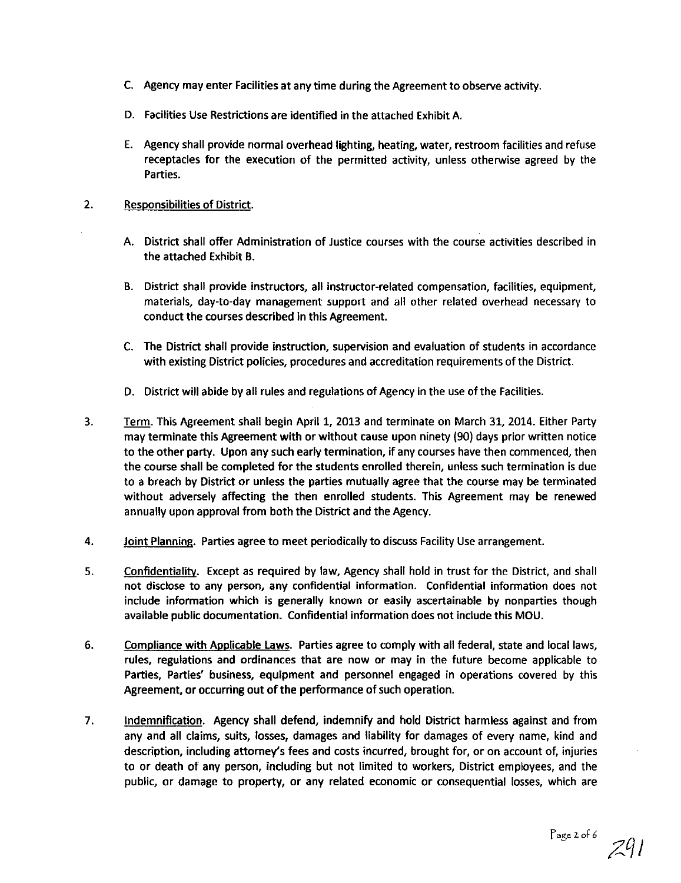C. Agency may enter Facilities at any time during the Agreement to observe activity.

D. Facilities Use Restrictions are identified in the attached Exhibit A.

E. Agency shall provide normal overhead lighting, heating, water, restroom facilities and refuse receptacles for the execution of the permitted activity, unless otherwise agreed by the Parties.

2. Responsibilities of District.

A. District shall offer Administration of Justice courses with the course activities described in the attached Exhibit B.

B. District shall provide instructors, all instructor-related compensation, facilities, equipment, materials, day-to-day management support and all other related overhead necessary to conduct the courses described in this Agreement.

C. The District shall provide instruction, supervision and evaluation of students in accordance with existing District policies, procedures and accreditation requirements of the District.

D. District will abide by all rules and regulations of Agency in the use of the Facilities.

3. Term. This Agreement shall begin April 1, 2013 and terminate on March 31, 2014. Either Party may terminate this Agreement with or without cause upon ninety (90) days prior written notice to the other party. Upon any such early termination, if any courses have then commenced, then the course shall be completed for the students enrolled therein, unless such termination is due to a breach by District or unless the parties mutually agree that the course may be terminated without adversely affecting the then enrolled students. This Agreement may be renewed annually upon approval from both the District and the Agency.

4. Joint Planning. Parties agree to meet periodically to discuss Facility Use arrangement.

5. Confidentiality. Except as required by law, Agency shall hold in trust for the District, and shall not disclose to any person, any confidential information. Confidential information does not include information which is generally known or easily ascertainable by nonparties though available public documentation. Confidential information does not include this MOU.

6. Compliance with Applicable Laws. Parties agree to comply with all federal, state and local laws, rules, regulations and ordinances that are now or may in the future become applicable to Parties, Parties' business, equipment and personnel engaged in operations covered by this Agreement, or occurring out of the performance of such operation.

7. Indemnification. Agency shall defend, indemnify and hold District harmless against and from any and all claims, suits, losses, damages and liability for damages of every name, kind and description, including attorney's fees and costs incurred, brought for, or on account of, injuries to or death of any person, including but not limited to workers, District employees, and the public, or damage to property, or any related economic or consequential losses, which are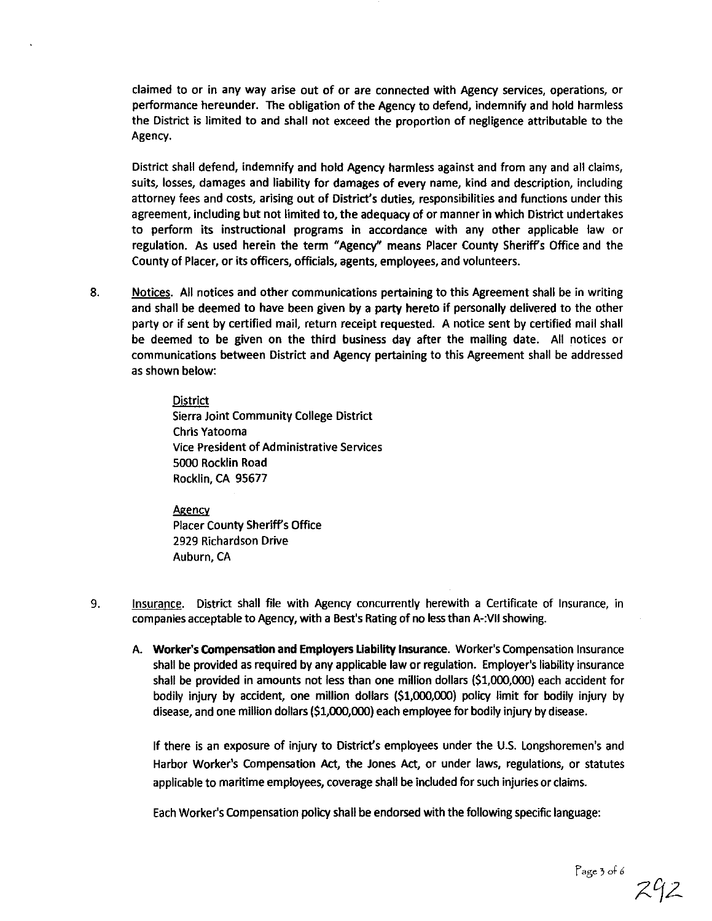claimed to or in any way arise out of or are connected with Agency services, operations, or performance hereunder. The obligation of the Agency to defend, indemnify and hold harmless the District is limited to and shall not exceed the proportion of negligence attributable to the Agency.

District shall defend, indemnify and hold Agency harmless against and from any and all claims, suits, losses, damages and liability for damages of every name, kind and description, including attorney fees and costs, arising out of District's duties, responsibilities and functions under this agreement, including but not limited to, the adequacy of or manner in which District undertakes to perform its instructional programs in accordance with any other applicable law or regulation. As used herein the term "Agency" means Placer County Sheriff's Office and the County of Placer, or its officers, officials, agents, employees, and volunteers.

8. Notices. All notices and other communications pertaining to this Agreement shall be in writing and shall be deemed to have been given by a party hereto if personally delivered to the other party or if sent by certified mail, return receipt requested. A notice sent by certified mail shall be deemed to be given on the third business day after the mailing date. All notices or communications between District and Agency pertaining to this Agreement shall be addressed as shown below:

   District
   Sierra Joint Community College District
   Chris Yatooma
   Vice President of Administrative Services
   5000 Rocklin Road
   Rocklin, CA 95677

   Agency
   Placer County Sheriff's Office
   2929 Richardson Drive
   Auburn, CA

9. Insurance. District shall file with Agency concurrently herewith a Certificate of Insurance, in companies acceptable to Agency, with a Best's Rating of no less than A-:VII showing.

   A. **Worker's Compensation and Employers Liability Insurance**. Worker's Compensation Insurance shall be provided as required by any applicable law or regulation. Employer's liability insurance shall be provided in amounts not less than one million dollars ($1,000,000) each accident for bodily injury by accident, one million dollars ($1,000,000) policy limit for bodily injury by disease, and one million dollars ($1,000,000) each employee for bodily injury by disease.

   If there is an exposure of injury to District's employees under the U.S. Longshoremen's and Harbor Worker's Compensation Act, the Jones Act, or under laws, regulations, or statutes applicable to maritime employees, coverage shall be included for such injuries or claims.

   Each Worker's Compensation policy shall be endorsed with the following specific language: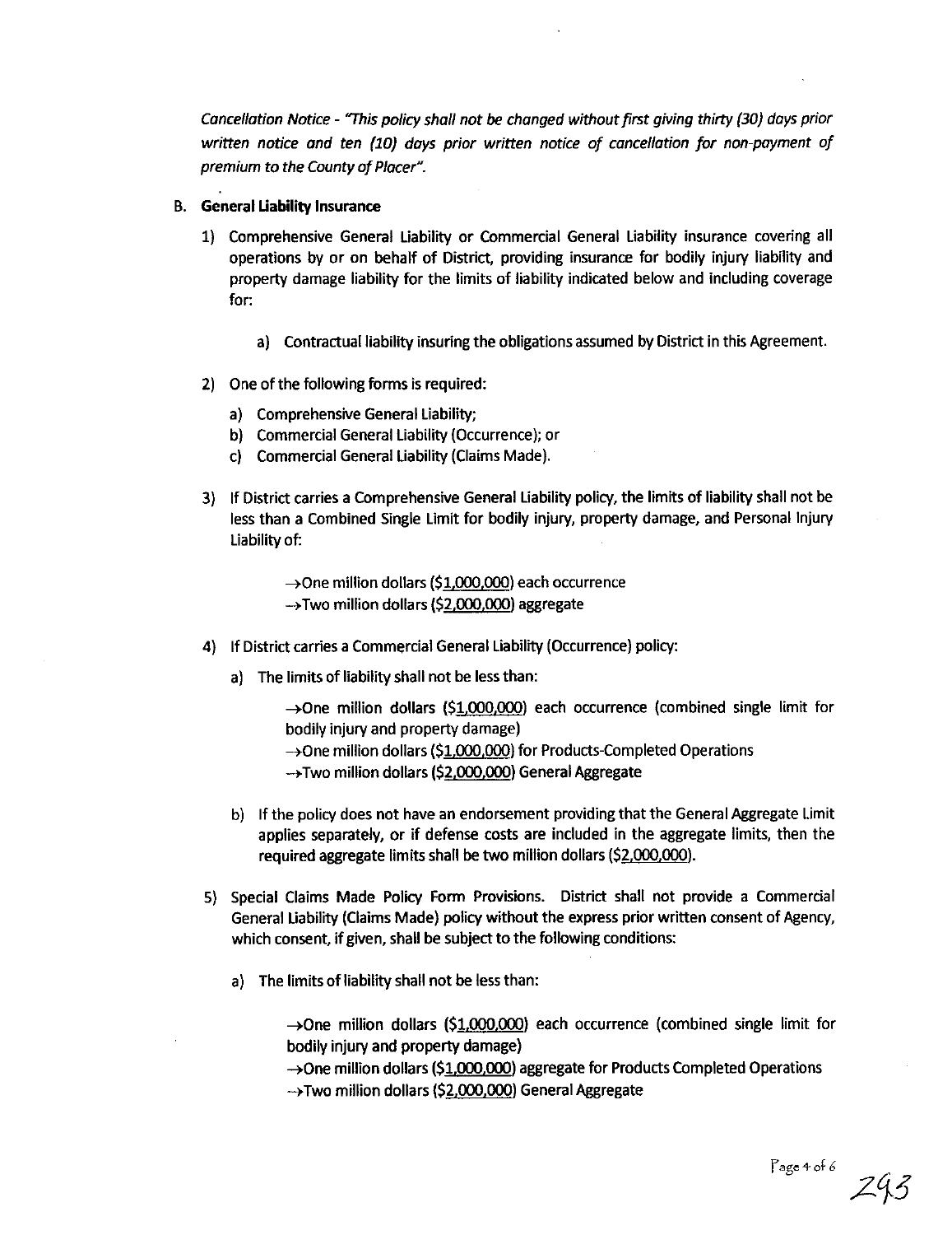*Cancellation Notice - "This policy shall not be changed without first giving thirty (30) days prior written notice and ten (10) days prior written notice of cancellation for non-payment of premium to the County of Placer".*

**B. General Liability Insurance**

1) Comprehensive General Liability or Commercial General Liability insurance covering all operations by or on behalf of District, providing insurance for bodily injury liability and property damage liability for the limits of liability indicated below and including coverage for:

   a) Contractual liability insuring the obligations assumed by District in this Agreement.

2) One of the following forms is required:

   a) Comprehensive General Liability;
   b) Commercial General Liability (Occurrence); or
   c) Commercial General Liability (Claims Made).

3) If District carries a Comprehensive General Liability policy, the limits of liability shall not be less than a Combined Single Limit for bodily injury, property damage, and Personal Injury Liability of:

   →One million dollars ($1,000,000) each occurrence
   →Two million dollars ($2,000,000) aggregate

4) If District carries a Commercial General Liability (Occurrence) policy:

   a) The limits of liability shall not be less than:

      →One million dollars ($1,000,000) each occurrence (combined single limit for bodily injury and property damage)
      →One million dollars ($1,000,000) for Products-Completed Operations
      →Two million dollars ($2,000,000) General Aggregate

   b) If the policy does not have an endorsement providing that the General Aggregate Limit applies separately, or if defense costs are included in the aggregate limits, then the required aggregate limits shall be two million dollars ($2,000,000).

5) Special Claims Made Policy Form Provisions. District shall not provide a Commercial General Liability (Claims Made) policy without the express prior written consent of Agency, which consent, if given, shall be subject to the following conditions:

   a) The limits of liability shall not be less than:

      →One million dollars ($1,000,000) each occurrence (combined single limit for bodily injury and property damage)
      →One million dollars ($1,000,000) aggregate for Products Completed Operations
      →Two million dollars ($2,000,000) General Aggregate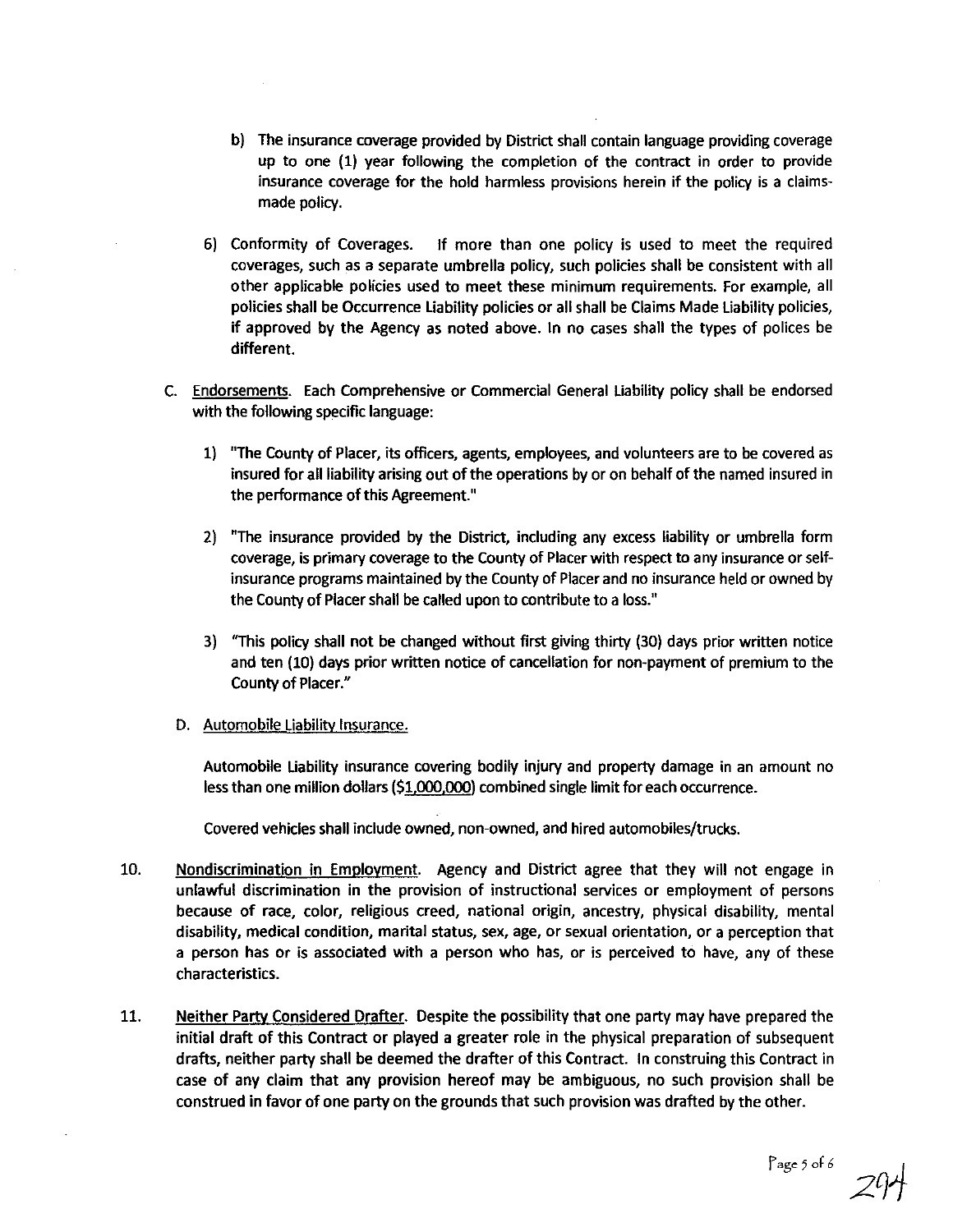b) The insurance coverage provided by District shall contain language providing coverage up to one (1) year following the completion of the contract in order to provide insurance coverage for the hold harmless provisions herein if the policy is a claims-made policy.

6) Conformity of Coverages. If more than one policy is used to meet the required coverages, such as a separate umbrella policy, such policies shall be consistent with all other applicable policies used to meet these minimum requirements. For example, all policies shall be Occurrence Liability policies or all shall be Claims Made Liability policies, if approved by the Agency as noted above. In no cases shall the types of polices be different.

C. <u>Endorsements</u>. Each Comprehensive or Commercial General Liability policy shall be endorsed with the following specific language:

1) "The County of Placer, its officers, agents, employees, and volunteers are to be covered as insured for all liability arising out of the operations by or on behalf of the named insured in the performance of this Agreement."

2) "The insurance provided by the District, including any excess liability or umbrella form coverage, is primary coverage to the County of Placer with respect to any insurance or self-insurance programs maintained by the County of Placer and no insurance held or owned by the County of Placer shall be called upon to contribute to a loss."

3) "This policy shall not be changed without first giving thirty (30) days prior written notice and ten (10) days prior written notice of cancellation for non-payment of premium to the County of Placer."

D. <u>Automobile Liability Insurance.</u>

Automobile Liability insurance covering bodily injury and property damage in an amount no less than one million dollars (<u>$1,000,000</u>) combined single limit for each occurrence.

Covered vehicles shall include owned, non-owned, and hired automobiles/trucks.

10. <u>Nondiscrimination in Employment</u>. Agency and District agree that they will not engage in unlawful discrimination in the provision of instructional services or employment of persons because of race, color, religious creed, national origin, ancestry, physical disability, mental disability, medical condition, marital status, sex, age, or sexual orientation, or a perception that a person has or is associated with a person who has, or is perceived to have, any of these characteristics.

11. <u>Neither Party Considered Drafter</u>. Despite the possibility that one party may have prepared the initial draft of this Contract or played a greater role in the physical preparation of subsequent drafts, neither party shall be deemed the drafter of this Contract. In construing this Contract in case of any claim that any provision hereof may be ambiguous, no such provision shall be construed in favor of one party on the grounds that such provision was drafted by the other.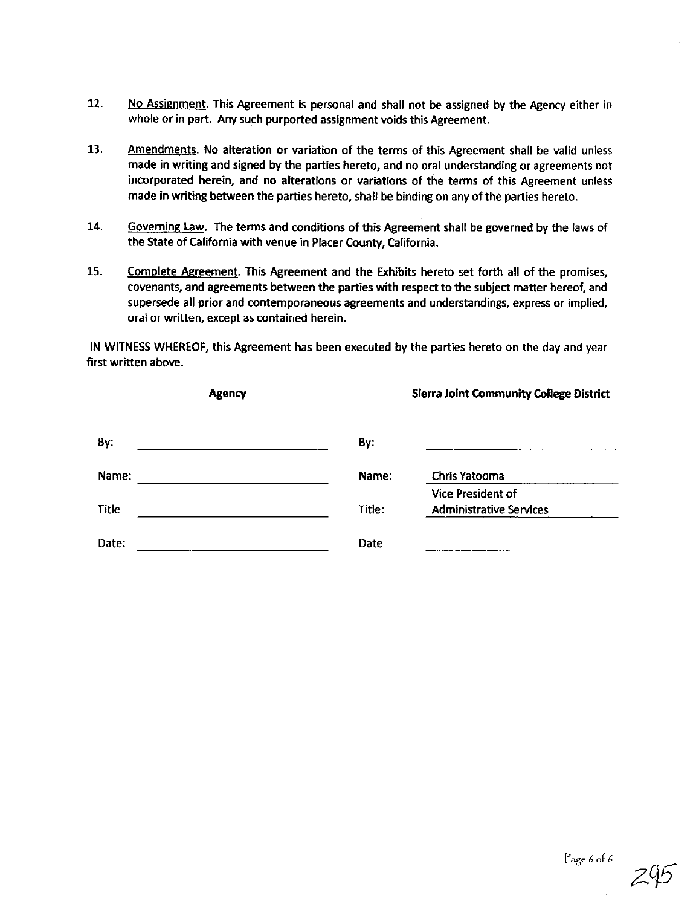12. No Assignment. This Agreement is personal and shall not be assigned by the Agency either in whole or in part. Any such purported assignment voids this Agreement.

13. Amendments. No alteration or variation of the terms of this Agreement shall be valid unless made in writing and signed by the parties hereto, and no oral understanding or agreements not incorporated herein, and no alterations or variations of the terms of this Agreement unless made in writing between the parties hereto, shall be binding on any of the parties hereto.

14. Governing Law. The terms and conditions of this Agreement shall be governed by the laws of the State of California with venue in Placer County, California.

15. Complete Agreement. This Agreement and the Exhibits hereto set forth all of the promises, covenants, and agreements between the parties with respect to the subject matter hereof, and supersede all prior and contemporaneous agreements and understandings, express or implied, oral or written, except as contained herein.

IN WITNESS WHEREOF, this Agreement has been executed by the parties hereto on the day and year first written above.

| **Agency** | | **Sierra Joint Community College District** | |
|---|---|---|---|
| By: | | By: | |
| Name: | | Name: | Chris Yatooma |
| Title | | Title: | Vice President of Administrative Services |
| Date: | | Date | |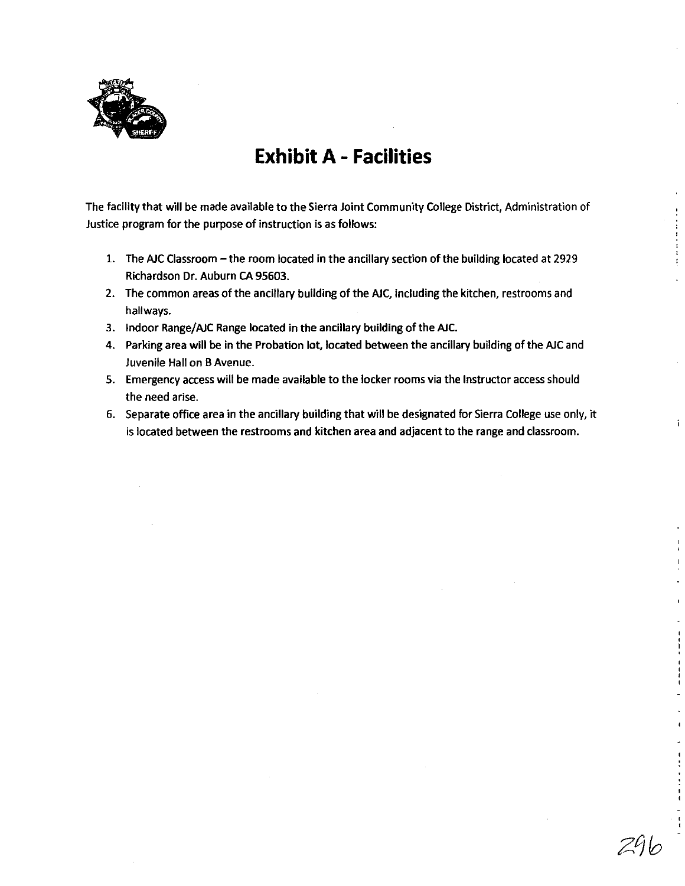# Exhibit A - Facilities

The facility that will be made available to the Sierra Joint Community College District, Administration of Justice program for the purpose of instruction is as follows:

1. The AJC Classroom – the room located in the ancillary section of the building located at 2929 Richardson Dr. Auburn CA 95603.
2. The common areas of the ancillary building of the AJC, including the kitchen, restrooms and hallways.
3. Indoor Range/AJC Range located in the ancillary building of the AJC.
4. Parking area will be in the Probation lot, located between the ancillary building of the AJC and Juvenile Hall on B Avenue.
5. Emergency access will be made available to the locker rooms via the Instructor access should the need arise.
6. Separate office area in the ancillary building that will be designated for Sierra College use only, it is located between the restrooms and kitchen area and adjacent to the range and classroom.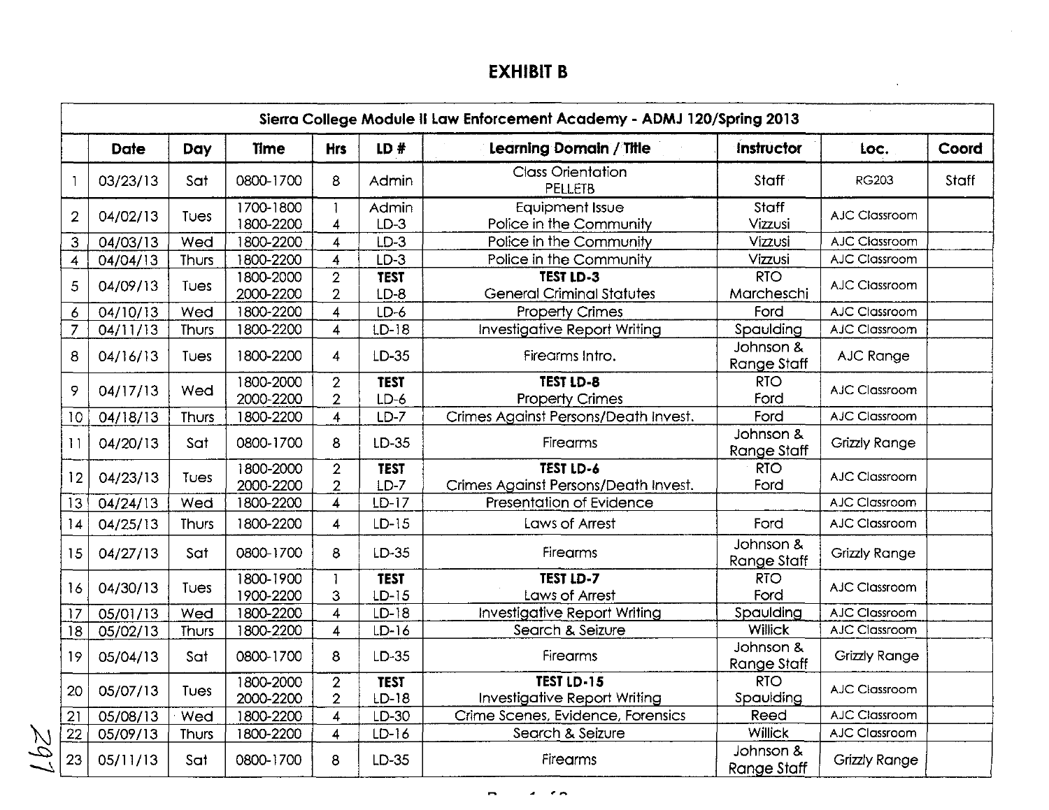## EXHIBIT B

| Sierra College Module II Law Enforcement Academy - ADMJ 120/Spring 2013 | | | | | | | | | |
|---|---|---|---|---|---|---|---|---|---|
| | **Date** | **Day** | **Time** | **Hrs** | **LD #** | **Learning Domain / Title** | **Instructor** | **Loc.** | **Coord** |
| 1 | 03/23/13 | Sat | 0800-1700 | 8 | Admin | Class Orientation<br>PELLETB | Staff | RG203 | Staff |
| 2 | 04/02/13 | Tues | 1700-1800<br>1800-2200 | 1<br>4 | Admin<br>LD-3 | Equipment Issue<br>Police in the Community | Staff<br>Vizzusi | AJC Classroom | |
| 3 | 04/03/13 | Wed | 1800-2200 | 4 | LD-3 | Police in the Community | Vizzusi | AJC Classroom | |
| 4 | 04/04/13 | Thurs | 1800-2200 | 4 | LD-3 | Police in the Community | Vizzusi | AJC Classroom | |
| 5 | 04/09/13 | Tues | 1800-2000<br>2000-2200 | 2<br>2 | **TEST**<br>LD-8 | **TEST LD-3**<br>General Criminal Statutes | RTO<br>Marcheschi | AJC Classroom | |
| 6 | 04/10/13 | Wed | 1800-2200 | 4 | LD-6 | Property Crimes | Ford | AJC Classroom | |
| 7 | 04/11/13 | Thurs | 1800-2200 | 4 | LD-18 | Investigative Report Writing | Spaulding | AJC Classroom | |
| 8 | 04/16/13 | Tues | 1800-2200 | 4 | LD-35 | Firearms Intro. | Johnson &<br>Range Staff | AJC Range | |
| 9 | 04/17/13 | Wed | 1800-2000<br>2000-2200 | 2<br>2 | **TEST**<br>LD-6 | **TEST LD-8**<br>Property Crimes | RTO<br>Ford | AJC Classroom | |
| 10 | 04/18/13 | Thurs | 1800-2200 | 4 | LD-7 | Crimes Against Persons/Death Invest. | Ford | AJC Classroom | |
| 11 | 04/20/13 | Sat | 0800-1700 | 8 | LD-35 | Firearms | Johnson &<br>Range Staff | Grizzly Range | |
| 12 | 04/23/13 | Tues | 1800-2000<br>2000-2200 | 2<br>2 | **TEST**<br>LD-7 | **TEST LD-6**<br>Crimes Against Persons/Death Invest. | RTO<br>Ford | AJC Classroom | |
| 13 | 04/24/13 | Wed | 1800-2200 | 4 | LD-17 | Presentation of Evidence | | AJC Classroom | |
| 14 | 04/25/13 | Thurs | 1800-2200 | 4 | LD-15 | Laws of Arrest | Ford | AJC Classroom | |
| 15 | 04/27/13 | Sat | 0800-1700 | 8 | LD-35 | Firearms | Johnson &<br>Range Staff | Grizzly Range | |
| 16 | 04/30/13 | Tues | 1800-1900<br>1900-2200 | 1<br>3 | **TEST**<br>LD-15 | **TEST LD-7**<br>Laws of Arrest | RTO<br>Ford | AJC Classroom | |
| 17 | 05/01/13 | Wed | 1800-2200 | 4 | LD-18 | Investigative Report Writing | Spaulding | AJC Classroom | |
| 18 | 05/02/13 | Thurs | 1800-2200 | 4 | LD-16 | Search & Seizure | Willick | AJC Classroom | |
| 19 | 05/04/13 | Sat | 0800-1700 | 8 | LD-35 | Firearms | Johnson &<br>Range Staff | Grizzly Range | |
| 20 | 05/07/13 | Tues | 1800-2000<br>2000-2200 | 2<br>2 | **TEST**<br>LD-18 | **TEST LD-15**<br>Investigative Report Writing | RTO<br>Spaulding | AJC Classroom | |
| 21 | 05/08/13 | Wed | 1800-2200 | 4 | LD-30 | Crime Scenes, Evidence, Forensics | Reed | AJC Classroom | |
| 22 | 05/09/13 | Thurs | 1800-2200 | 4 | LD-16 | Search & Seizure | Willick | AJC Classroom | |
| 23 | 05/11/13 | Sat | 0800-1700 | 8 | LD-35 | Firearms | Johnson &<br>Range Staff | Grizzly Range | |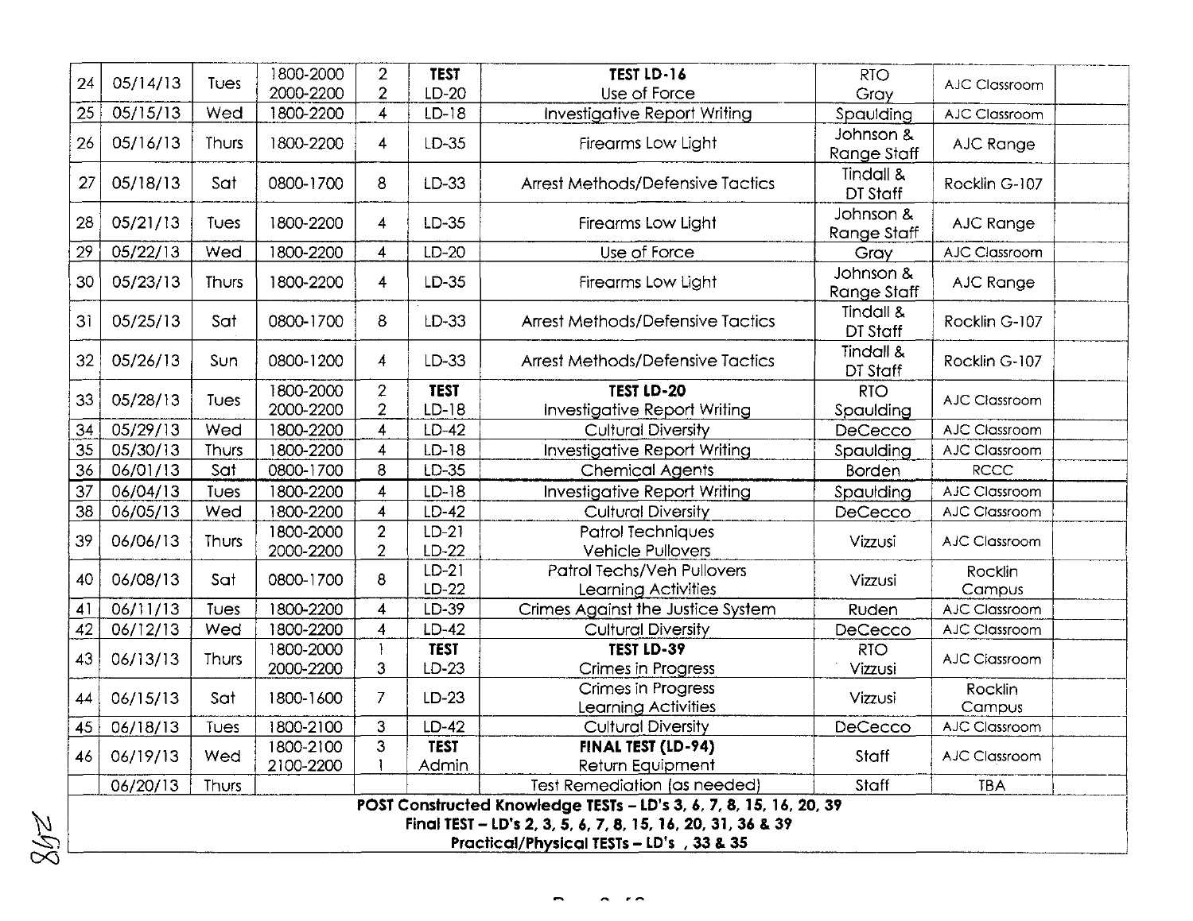| | | | | | | | | | |
|---|---|---|---|---|---|---|---|---|---|
| 24 | 05/14/13 | Tues | 1800-2000<br>2000-2200 | 2<br>2 | **TEST**<br>LD-20 | **TEST LD-16**<br>Use of Force | RTO<br>Gray | AJC Classroom | |
| 25 | 05/15/13 | Wed | 1800-2200 | 4 | LD-18 | Investigative Report Writing | Spaulding | AJC Classroom | |
| 26 | 05/16/13 | Thurs | 1800-2200 | 4 | LD-35 | Firearms Low Light | Johnson & Range Staff | AJC Range | |
| 27 | 05/18/13 | Sat | 0800-1700 | 8 | LD-33 | Arrest Methods/Defensive Tactics | Tindall & DT Staff | Rocklin G-107 | |
| 28 | 05/21/13 | Tues | 1800-2200 | 4 | LD-35 | Firearms Low Light | Johnson & Range Staff | AJC Range | |
| 29 | 05/22/13 | Wed | 1800-2200 | 4 | LD-20 | Use of Force | Gray | AJC Classroom | |
| 30 | 05/23/13 | Thurs | 1800-2200 | 4 | LD-35 | Firearms Low Light | Johnson & Range Staff | AJC Range | |
| 31 | 05/25/13 | Sat | 0800-1700 | 8 | LD-33 | Arrest Methods/Defensive Tactics | Tindall & DT Staff | Rocklin G-107 | |
| 32 | 05/26/13 | Sun | 0800-1200 | 4 | LD-33 | Arrest Methods/Defensive Tactics | Tindall & DT Staff | Rocklin G-107 | |
| 33 | 05/28/13 | Tues | 1800-2000<br>2000-2200 | 2<br>2 | **TEST**<br>LD-18 | **TEST LD-20**<br>Investigative Report Writing | RTO<br>Spaulding | AJC Classroom | |
| 34 | 05/29/13 | Wed | 1800-2200 | 4 | LD-42 | Cultural Diversity | DeCecco | AJC Classroom | |
| 35 | 05/30/13 | Thurs | 1800-2200 | 4 | LD-18 | Investigative Report Writing | Spaulding | AJC Classroom | |
| 36 | 06/01/13 | Sat | 0800-1700 | 8 | LD-35 | Chemical Agents | Borden | RCCC | |
| 37 | 06/04/13 | Tues | 1800-2200 | 4 | LD-18 | Investigative Report Writing | Spaulding | AJC Classroom | |
| 38 | 06/05/13 | Wed | 1800-2200 | 4 | LD-42 | Cultural Diversity | DeCecco | AJC Classroom | |
| 39 | 06/06/13 | Thurs | 1800-2000<br>2000-2200 | 2<br>2 | LD-21<br>LD-22 | Patrol Techniques<br>Vehicle Pullovers | Vizzusi | AJC Classroom | |
| 40 | 06/08/13 | Sat | 0800-1700 | 8 | LD-21<br>LD-22 | Patrol Techs/Veh Pullovers<br>Learning Activities | Vizzusi | Rocklin Campus | |
| 41 | 06/11/13 | Tues | 1800-2200 | 4 | LD-39 | Crimes Against the Justice System | Ruden | AJC Classroom | |
| 42 | 06/12/13 | Wed | 1800-2200 | 4 | LD-42 | Cultural Diversity | DeCecco | AJC Classroom | |
| 43 | 06/13/13 | Thurs | 1800-2000<br>2000-2200 | 1<br>3 | **TEST**<br>LD-23 | **TEST LD-39**<br>Crimes in Progress | RTO<br>Vizzusi | AJC Classroom | |
| 44 | 06/15/13 | Sat | 1800-1600 | 7 | LD-23 | Crimes in Progress<br>Learning Activities | Vizzusi | Rocklin Campus | |
| 45 | 06/18/13 | Tues | 1800-2100 | 3 | LD-42 | Cultural Diversity | DeCecco | AJC Classroom | |
| 46 | 06/19/13 | Wed | 1800-2100<br>2100-2200 | 3<br>1 | **TEST**<br>Admin | **FINAL TEST (LD-94)**<br>Return Equipment | Staff | AJC Classroom | |
| | 06/20/13 | Thurs | | | | Test Remediation (as needed) | Staff | TBA | |

**POST Constructed Knowledge TESTs – LD's 3, 6, 7, 8, 15, 16, 20, 39**
**Final TEST – LD's 2, 3, 5, 6, 7, 8, 15, 16, 20, 31, 36 & 39**
**Practical/Physical TESTs – LD's , 33 & 35**

2698